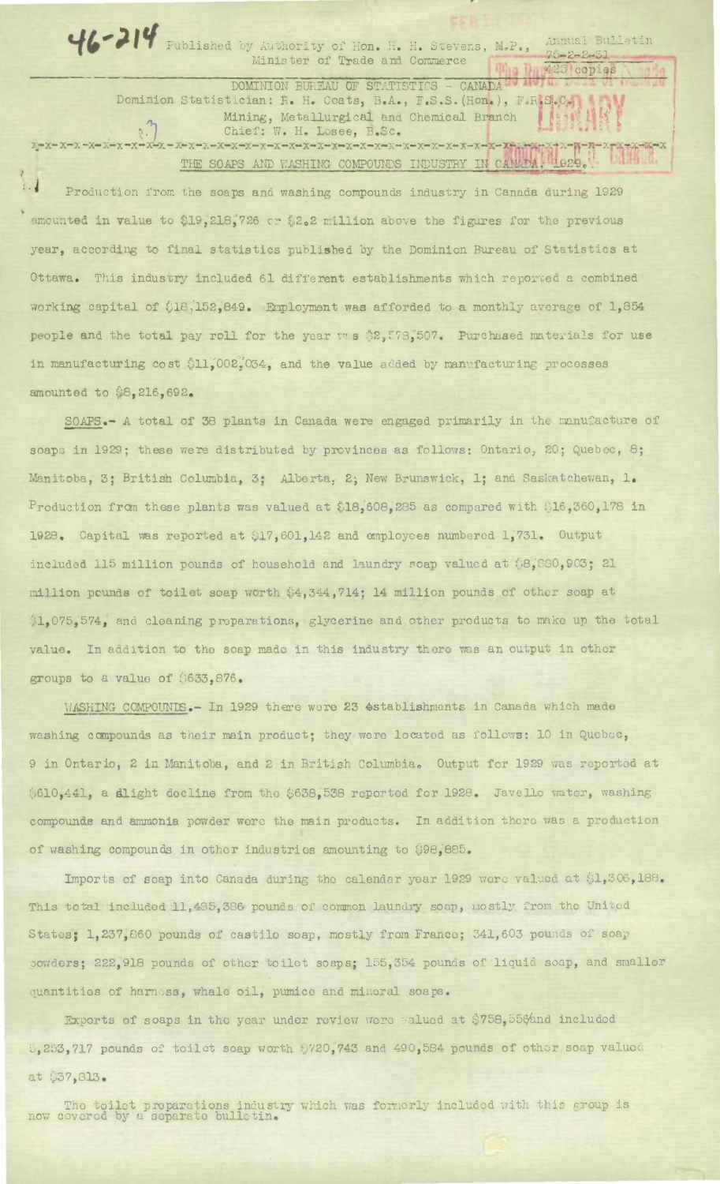46-214 Published by Authority of Hon. H. H. Stevens, M.P., Minister of Trade and Commerce

Annual Bulletin
425 copies

DOMINION BUREAU OF STATISTICS - CANADA

Dominion Statistician: R. H. Coats, B.A., F.S.S.(Hon.), F.R.S.C.

Mining, Metallurgical and Chemical Branch

Chief: W. H. Losee, B.Sc.

## THE SOAPS AND WASHING COMPOUNDS INDUSTRY IN CANADA, 1929.

Production from the soaps and washing compounds industry in Canada during 1929 amounted in value to $19,218,726 or $2.2 million above the figures for the previous year, according to final statistics published by the Dominion Bureau of Statistics at Ottawa. This industry included 61 different establishments which reported a combined working capital of $18,152,849. Employment was afforded to a monthly average of 1,854 people and the total pay roll for the year was $2,578,507. Purchased materials for use in manufacturing cost $11,002,034, and the value added by manufacturing processes amounted to $8,216,692.

SOAPS.- A total of 38 plants in Canada were engaged primarily in the manufacture of soaps in 1929; these were distributed by provinces as follows: Ontario, 20; Quebec, 8; Manitoba, 3; British Columbia, 3; Alberta, 2; New Brunswick, 1; and Saskatchewan, 1. Production from these plants was valued at $18,608,285 as compared with $16,360,178 in 1928. Capital was reported at $17,601,142 and employees numbered 1,731. Output included 115 million pounds of household and laundry soap valued at $8,880,903; 21 million pounds of toilet soap worth $4,344,714; 14 million pounds of other soap at $1,075,574, and cleaning preparations, glycerine and other products to make up the total value. In addition to the soap made in this industry there was an output in other groups to a value of $633,876.

WASHING COMPOUNDS.- In 1929 there were 23 establishments in Canada which made washing compounds as their main product; they were located as follows: 10 in Quebec, 9 in Ontario, 2 in Manitoba, and 2 in British Columbia. Output for 1929 was reported at $610,441, a slight decline from the $638,538 reported for 1928. Javelle water, washing compounds and ammonia powder were the main products. In addition there was a production of washing compounds in other industries amounting to $98,885.

Imports of soap into Canada during the calendar year 1929 were valued at $1,306,188. This total included 11,485,386 pounds of common laundry soap, mostly from the United States; 1,237,860 pounds of castile soap, mostly from France; 341,603 pounds of soap powders; 222,918 pounds of other toilet soaps; 155,354 pounds of liquid soap, and smaller quantities of harness, whale oil, pumice and mineral soaps.

Exports of soaps in the year under review were valued at $758,556 and included 5,253,717 pounds of toilet soap worth $720,743 and 490,584 pounds of other soap valued at $37,813.

The toilet preparations industry which was formerly included with this group is now covered by a separate bulletin.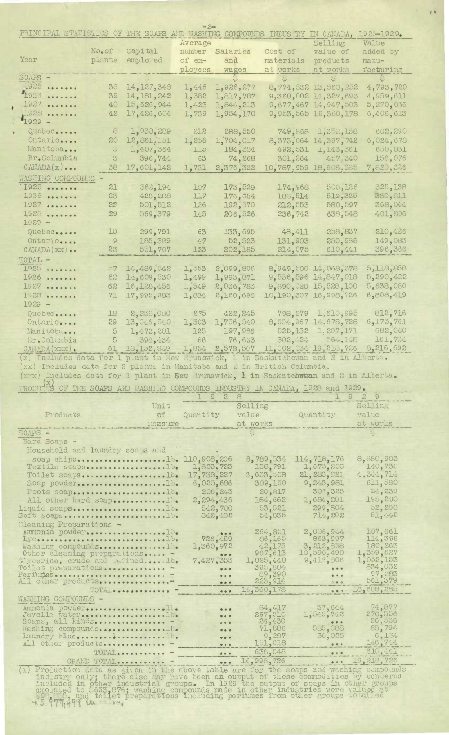## PRINCIPAL STATISTICS OF THE SOAPS AND WASHING COMPOUNDS INDUSTRY IN CANADA, 1925-1929.

| Year | No. of plants | Capital employed | Average number of employees | Salaries and wages | Cost of materials at works | Selling value of products at works | Value added by manufacturing |
|---|---|---|---|---|---|---|---|
| | | $ | | $ | $ | $ | $ |
| SOAPS - | | | | | | | |
| 1925 ....... | 36 | 14,127,348 | 1,446 | 1,926,277 | 8,774,532 | 13,568,252 | 4,793,720 |
| 1926 ....... | 39 | 14,181,242 | 1,382 | 1,817,787 | 9,368,082 | 14,327,693 | 4,959,611 |
| 1927 ....... | 40 | 15,626,944 | 1,423 | 1,844,213 | 9,677,467 | 14,947,503 | 5,270,036 |
| 1928 ....... | 42 | 17,426,604 | 1,739 | 1,954,170 | 9,953,565 | 16,360,178 | 6,406,613 |
| 1929 - | | | | | | | |
| Quebec..... | 8 | 1,938,289 | 212 | 288,550 | 749,868 | 1,352,158 | 602,290 |
| Ontario.... | 20 | 12,861,151 | 1,256 | 1,704,017 | 8,373,064 | 14,397,742 | 6,024,678 |
| Manitoba... | 5 | 1,407,364 | 115 | 184,384 | 492,531 | 1,143,361 | 650,831 |
| Br.Columbia | 3 | 396,744 | 63 | 74,268 | 301,264 | 457,340 | 156,076 |
| CANADA(x)... | 38 | 17,601,142 | 1,731 | 2,376,322 | 10,787,959 | 18,608,285 | 7,820,326 |
| WASHING COMPOUNDS - | | | | | | | |
| 1925 ....... | 21 | 362,194 | 107 | 173,529 | 174,968 | 500,126 | 325,158 |
| 1926 ....... | 23 | 428,288 | 117 | 176,084 | 188,514 | 519,325 | 330,811 |
| 1927 ....... | 22 | 501,512 | 126 | 192,570 | 212,553 | 580,597 | 368,044 |
| 1928 ....... | 29 | 569,379 | 145 | 206,526 | 236,742 | 638,548 | 401,806 |
| 1929 - | | | | | | | |
| Quebec..... | 10 | 299,791 | 63 | 133,695 | 48,411 | 258,837 | 210,426 |
| Ontario.... | 9 | 185,389 | 47 | 52,523 | 131,903 | 280,986 | 149,083 |
| CANADA(xx).. | 23 | 551,707 | 123 | 202,185 | 214,075 | 610,441 | 396,366 |
| TOTAL - | | | | | | | |
| 1925 ....... | 57 | 14,489,542 | 1,553 | 2,099,806 | 8,949,500 | 14,068,378 | 5,118,858 |
| 1926 ....... | 62 | 14,609,530 | 1,499 | 1,993,871 | 9,556,596 | 14,847,018 | 5,290,422 |
| 1927 ....... | 62 | 16,128,456 | 1,549 | 2,036,783 | 9,890,020 | 15,528,100 | 5,638,080 |
| 1928 ....... | 71 | 17,995,983 | 1,884 | 2,160,696 | 10,190,307 | 16,998,726 | 6,808,419 |
| 1929 - | | | | | | | |
| Quebec..... | 18 | 2,238,080 | 275 | 422,245 | 798,279 | 1,610,995 | 812,716 |
| Ontario.... | 29 | 13,046,540 | 1,303 | 1,756,540 | 8,504,967 | 14,678,728 | 6,173,761 |
| Manitoba... | 5 | 1,472,201 | 125 | 197,986 | 525,132 | 1,207,171 | 682,040 |
| Br.Columbia | 5 | 398,484 | 66 | 76,633 | 302,424 | 464,148 | 161,724 |
| CANADA(xxx). | 61 | 18,152,849 | 1,854 | 2,578,507 | 11,002,034 | 19,218,726 | 8,216,692 |

(x) Includes data for 1 plant in New Brunswick, 1 in Saskatchewan and 2 in Alberta.
(xx) Includes data for 2 plants in Manitoba and 2 in British Columbia.
(xxx) Includes data for 1 plant in New Brunswick, 1 in Saskatchewan and 2 in Alberta.

## PRODUCTS (x) OF THE SOAPS AND WASHING COMPOUNDS INDUSTRY IN CANADA, 1928 and 1929.

| Products | Unit of measure | 1928 Quantity | 1928 Selling value at works | 1929 Quantity | 1929 Selling value at works |
|---|---|---|---|---|---|
| | | | $ | | $ |
| SOAPS - | | | | | |
| Hard Soaps - | | | | | |
| Household and laundry soaps and soap chips | lb. | 110,908,206 | 8,789,534 | 114,718,176 | 8,880,903 |
| Textile soaps | lb. | 1,803,723 | 138,791 | 1,673,203 | 140,730 |
| Toilet soaps | lb. | 17,733,227 | 3,633,508 | 21,283,821 | 4,344,714 |
| Soap powder | lb. | 6,025,686 | 389,150 | 9,243,981 | 611,580 |
| Foots soap | lb. | 206,243 | 20,817 | 307,325 | 24,239 |
| All other hard soap | lb. | 2,294,436 | 184,662 | 1,684,201 | 195,290 |
| Liquid soaps | lb. | 542,700 | 53,521 | 299,804 | 52,290 |
| Soft soaps | lb. | 842,482 | 54,835 | 714,202 | 51,425 |
| Cleaning Preparations - | | | | | |
| Ammonia powder | lb. | ... | 264,851 | 2,006,944 | 107,661 |
| Lye | lb. | 726,459 | 86,165 | 863,997 | 114,396 |
| Washing compounds | lb. | 1,360,972 | 42,175 | 3,212,858 | 180,263 |
| Other cleaning preparations | - | ... | 967,613 | 10,590,490 | 1,359,627 |
| Glycerine, crude and refined | lb. | 7,427,353 | 1,025,448 | 9,417,806 | 1,052,153 |
| Toilet preparations | - | ... | 395,804 | ... | 834,032 |
| Perfumes | - | ... | 89,390 | ... | 97,583 |
| All other products | - | ... | 223,914 | ... | 561,379 |
| TOTAL | - | ... | 16,360,178 | ... | 18,608,285 |
| WASHING COMPOUNDS - | | | | | |
| Ammonia powder | lb. | ... | 64,417 | 37,644 | 74,877 |
| Javelle water | lb. | ... | 297,510 | 1,545,742 | 270,356 |
| Soaps, all kinds | - | ... | 24,430 | ... | 26,536 |
| Washing compounds | lb. | ... | 71,886 | 585,088 | 85,794 |
| Laundry blue | lb. | ... | 9,287 | 30,025 | 6,134 |
| All other products | - | ... | 151,018 | ... | 146,744 |
| TOTAL | - | ... | 638,548 | ... | 610,441 |
| GRAND TOTAL | - | ... | 16,998,726 | ... | 19,218,726 |

(x) Production data as given in the above table are for the soaps and washing compounds industry only; there also may have been an output of these commodities by concerns included in other industrial groups. In 1929 the output of soaps in other groups amounted to $633,876; washing compounds made in other industries were valued at $490,... and toilet preparations including perfumes from other groups totalled $5,977,498 in value.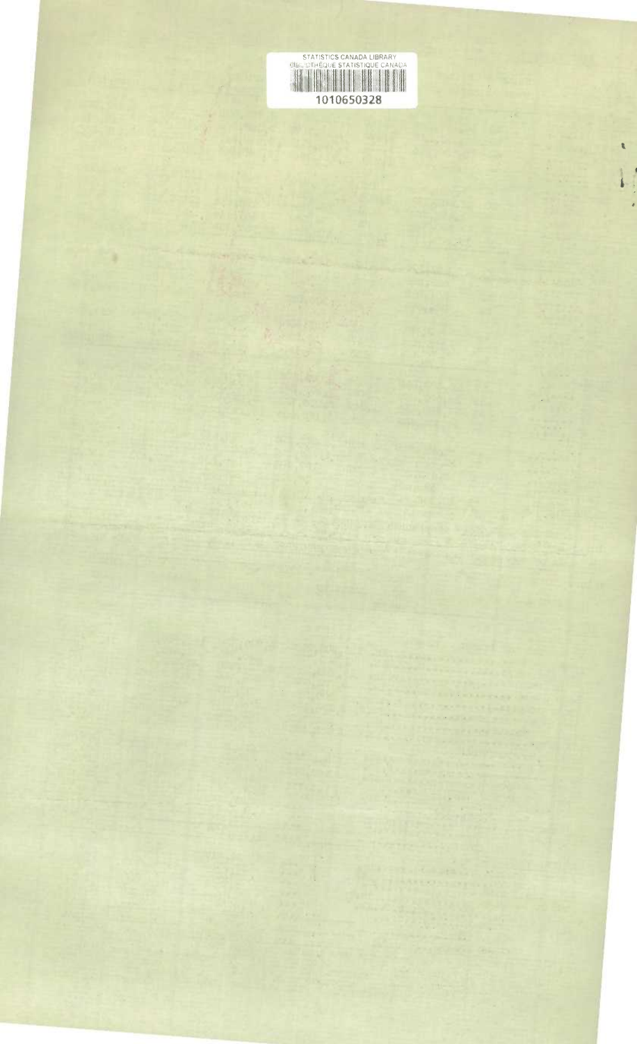STATISTICS CANADA LIBRARY
BIBLIOTHÈQUE STATISTIQUE CANADA

1010650328